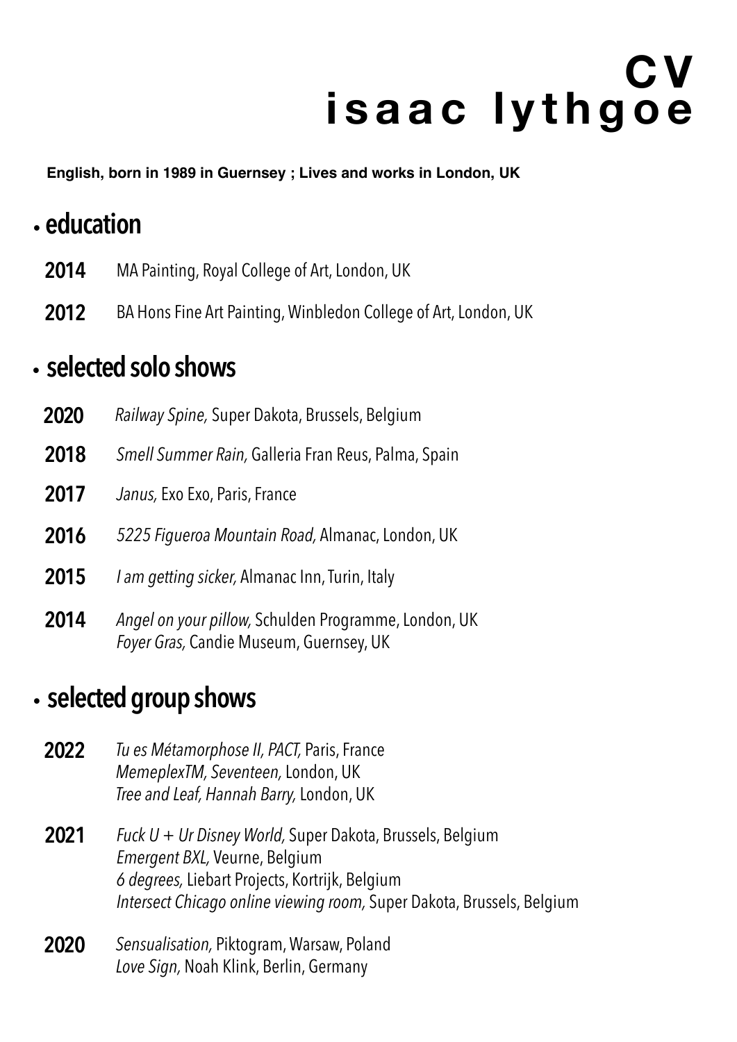# CV
# isaac lythgoe

**English, born in 1989 in Guernsey ; Lives and works in London, UK**

## • education

**2014** MA Painting, Royal College of Art, London, UK

**2012** BA Hons Fine Art Painting, Winbledon College of Art, London, UK

## • selected solo shows

**2020** *Railway Spine,* Super Dakota, Brussels, Belgium

**2018** *Smell Summer Rain,* Galleria Fran Reus, Palma, Spain

**2017** *Janus,* Exo Exo, Paris, France

**2016** *5225 Figueroa Mountain Road,* Almanac, London, UK

**2015** *I am getting sicker,* Almanac Inn, Turin, Italy

**2014** *Angel on your pillow,* Schulden Programme, London, UK
*Foyer Gras,* Candie Museum, Guernsey, UK

## • selected group shows

**2022** *Tu es Métamorphose II, PACT,* Paris, France
*MemeplexTM, Seventeen,* London, UK
*Tree and Leaf, Hannah Barry,* London, UK

**2021** *Fuck U + Ur Disney World,* Super Dakota, Brussels, Belgium
*Emergent BXL,* Veurne, Belgium
*6 degrees,* Liebart Projects, Kortrijk, Belgium
*Intersect Chicago online viewing room,* Super Dakota, Brussels, Belgium

**2020** *Sensualisation,* Piktogram, Warsaw, Poland
*Love Sign,* Noah Klink, Berlin, Germany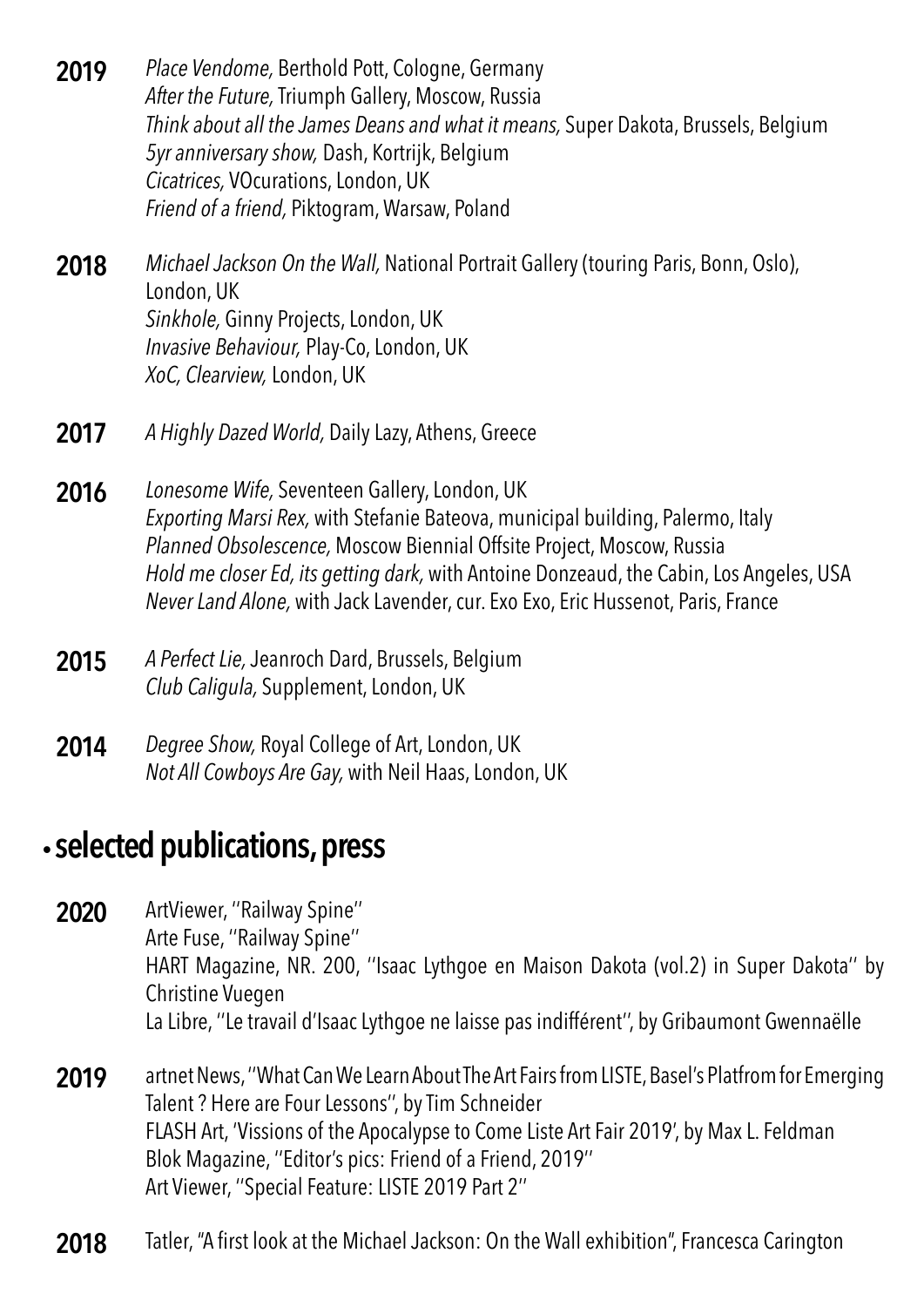**2019**

*Place Vendome,* Berthold Pott, Cologne, Germany
*After the Future,* Triumph Gallery, Moscow, Russia
*Think about all the James Deans and what it means,* Super Dakota, Brussels, Belgium
*5yr anniversary show,* Dash, Kortrijk, Belgium
*Cicatrices,* VOcurations, London, UK
*Friend of a friend,* Piktogram, Warsaw, Poland

**2018**

*Michael Jackson On the Wall,* National Portrait Gallery (touring Paris, Bonn, Oslo), London, UK
*Sinkhole,* Ginny Projects, London, UK
*Invasive Behaviour,* Play-Co, London, UK
*XoC, Clearview,* London, UK

**2017**

*A Highly Dazed World,* Daily Lazy, Athens, Greece

**2016**

*Lonesome Wife,* Seventeen Gallery, London, UK
*Exporting Marsi Rex,* with Stefanie Bateova, municipal building, Palermo, Italy
*Planned Obsolescence,* Moscow Biennial Offsite Project, Moscow, Russia
*Hold me closer Ed, its getting dark,* with Antoine Donzeaud, the Cabin, Los Angeles, USA
*Never Land Alone,* with Jack Lavender, cur. Exo Exo, Eric Hussenot, Paris, France

**2015**

*A Perfect Lie,* Jeanroch Dard, Brussels, Belgium
*Club Caligula,* Supplement, London, UK

**2014**

*Degree Show,* Royal College of Art, London, UK
*Not All Cowboys Are Gay,* with Neil Haas, London, UK

## • selected publications, press

**2020**

ArtViewer, ''Railway Spine''
Arte Fuse, ''Railway Spine''
HART Magazine, NR. 200, ''Isaac Lythgoe en Maison Dakota (vol.2) in Super Dakota'' by Christine Vuegen
La Libre, ''Le travail d'Isaac Lythgoe ne laisse pas indifférent'', by Gribaumont Gwennaëlle

**2019**

artnet News, ''What Can We Learn About The Art Fairs from LISTE, Basel's Platfrom for Emerging Talent ? Here are Four Lessons'', by Tim Schneider
FLASH Art, 'Vissions of the Apocalypse to Come Liste Art Fair 2019', by Max L. Feldman
Blok Magazine, ''Editor's pics: Friend of a Friend, 2019''
Art Viewer, ''Special Feature: LISTE 2019 Part 2''

**2018**

Tatler, "A first look at the Michael Jackson: On the Wall exhibition", Francesca Carington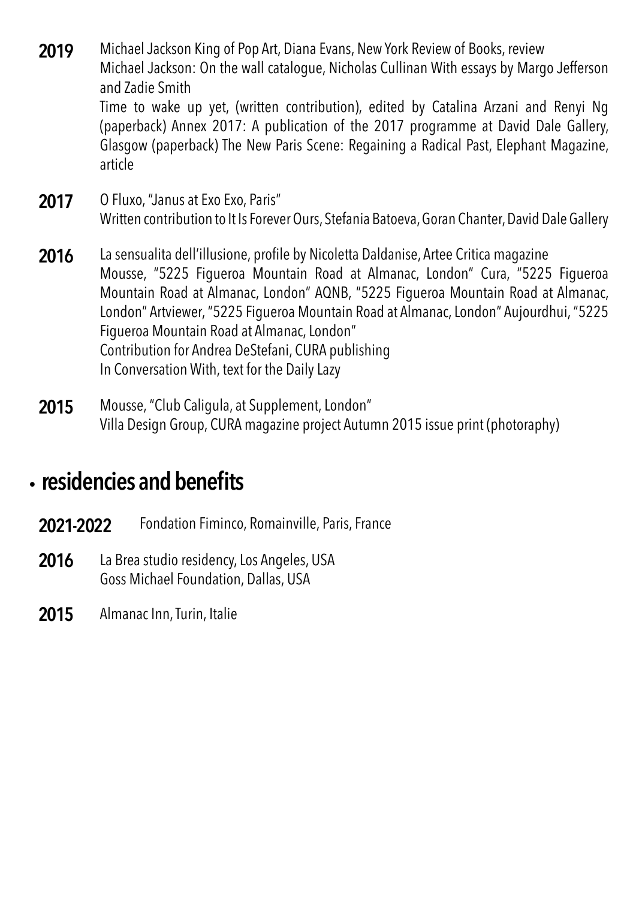**2019** Michael Jackson King of Pop Art, Diana Evans, New York Review of Books, review
Michael Jackson: On the wall catalogue, Nicholas Cullinan With essays by Margo Jefferson and Zadie Smith
Time to wake up yet, (written contribution), edited by Catalina Arzani and Renyi Ng (paperback) Annex 2017: A publication of the 2017 programme at David Dale Gallery, Glasgow (paperback) The New Paris Scene: Regaining a Radical Past, Elephant Magazine, article

**2017** O Fluxo, "Janus at Exo Exo, Paris"
Written contribution to It Is Forever Ours, Stefania Batoeva, Goran Chanter, David Dale Gallery

**2016** La sensualita dell'illusione, profile by Nicoletta Daldanise, Artee Critica magazine
Mousse, "5225 Figueroa Mountain Road at Almanac, London" Cura, "5225 Figueroa Mountain Road at Almanac, London" AQNB, "5225 Figueroa Mountain Road at Almanac, London" Artviewer, "5225 Figueroa Mountain Road at Almanac, London" Aujourdhui, "5225 Figueroa Mountain Road at Almanac, London"
Contribution for Andrea DeStefani, CURA publishing
In Conversation With, text for the Daily Lazy

**2015** Mousse, "Club Caligula, at Supplement, London"
Villa Design Group, CURA magazine project Autumn 2015 issue print (photoraphy)

## • residencies and benefits

**2021-2022** Fondation Fiminco, Romainville, Paris, France

**2016** La Brea studio residency, Los Angeles, USA
Goss Michael Foundation, Dallas, USA

**2015** Almanac Inn, Turin, Italie